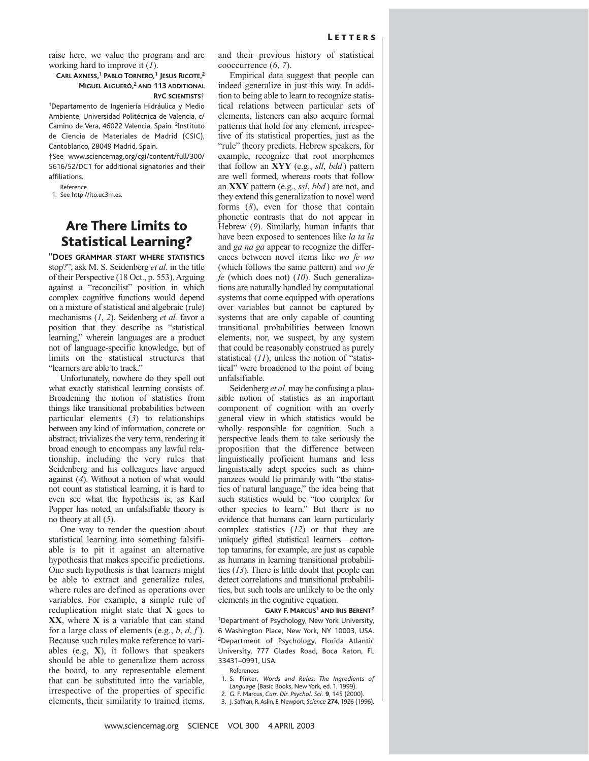raise here, we value the program and are working hard to improve it (*1*).

**CARL AXNESS,[1] PABLO TORNERO,[1] JESUS RICOTE,[2] MIGUEL ALGUERÓ,[2] AND 113 ADDITIONAL RYC SCIENTISTS†**

[1]Departamento de Ingeniería Hidráulica y Medio Ambiente, Universidad Politécnica de Valencia, c/ Camino de Vera, 46022 Valencia, Spain. [2]Instituto de Ciencia de Materiales de Madrid (CSIC), Cantoblanco, 28049 Madrid, Spain.

†See www.sciencemag.org/cgi/content/full/300/5616/52/DC1 for additional signatories and their affiliations.

Reference

1. See http://ito.uc3m.es.

## Are There Limits to Statistical Learning?

**"DOES GRAMMAR START WHERE STATISTICS** stop?", ask M. S. Seidenberg *et al.* in the title of their Perspective (18 Oct., p. 553). Arguing against a "reconcilist" position in which complex cognitive functions would depend on a mixture of statistical and algebraic (rule) mechanisms (*1*, *2*), Seidenberg *et al.* favor a position that they describe as "statistical learning," wherein languages are a product not of language-specific knowledge, but of limits on the statistical structures that "learners are able to track."

Unfortunately, nowhere do they spell out what exactly statistical learning consists of. Broadening the notion of statistics from things like transitional probabilities between particular elements (*3*) to relationships between any kind of information, concrete or abstract, trivializes the very term, rendering it broad enough to encompass any lawful relationship, including the very rules that Seidenberg and his colleagues have argued against (*4*). Without a notion of what would not count as statistical learning, it is hard to even see what the hypothesis is; as Karl Popper has noted, an unfalsifiable theory is no theory at all (*5*).

One way to render the question about statistical learning into something falsifiable is to pit it against an alternative hypothesis that makes specific predictions. One such hypothesis is that learners might be able to extract and generalize rules, where rules are defined as operations over variables. For example, a simple rule of reduplication might state that **X** goes to **XX**, where **X** is a variable that can stand for a large class of elements (e.g., *b*, *d*, *f* ). Because such rules make reference to variables (e.g, **X**), it follows that speakers should be able to generalize them across the board, to any representable element that can be substituted into the variable, irrespective of the properties of specific elements, their similarity to trained items, and their previous history of statistical cooccurrence (*6*, *7*).

Empirical data suggest that people can indeed generalize in just this way. In addition to being able to learn to recognize statistical relations between particular sets of elements, listeners can also acquire formal patterns that hold for any element, irrespective of its statistical properties, just as the "rule" theory predicts. Hebrew speakers, for example, recognize that root morphemes that follow an **XYY** (e.g., *sll*, *bdd* ) pattern are well formed, whereas roots that follow an **XXY** pattern (e.g., *ssl*, *bbd* ) are not, and they extend this generalization to novel word forms (*8*), even for those that contain phonetic contrasts that do not appear in Hebrew (*9*). Similarly, human infants that have been exposed to sentences like *la ta la* and *ga na ga* appear to recognize the differences between novel items like *wo fe wo* (which follows the same pattern) and *wo fe fe* (which does not) (*10*). Such generalizations are naturally handled by computational systems that come equipped with operations over variables but cannot be captured by systems that are only capable of counting transitional probabilities between known elements, nor, we suspect, by any system that could be reasonably construed as purely statistical (*11*), unless the notion of "statistical" were broadened to the point of being unfalsifiable.

Seidenberg *et al.* may be confusing a plausible notion of statistics as an important component of cognition with an overly general view in which statistics would be wholly responsible for cognition. Such a perspective leads them to take seriously the proposition that the difference between linguistically proficient humans and less linguistically adept species such as chimpanzees would lie primarily with "the statistics of natural language," the idea being that such statistics would be "too complex for other species to learn." But there is no evidence that humans can learn particularly complex statistics (*12*) or that they are uniquely gifted statistical learners—cottontop tamarins, for example, are just as capable as humans in learning transitional probabilities (*13*). There is little doubt that people can detect correlations and transitional probabilities, but such tools are unlikely to be the only elements in the cognitive equation.

**GARY F. MARCUS[1] AND IRIS BERENT[2]**

[1]Department of Psychology, New York University, 6 Washington Place, New York, NY 10003, USA. [2]Department of Psychology, Florida Atlantic University, 777 Glades Road, Boca Raton, FL 33431–0991, USA.

References

1. S. Pinker, *Words and Rules: The Ingredients of Language* (Basic Books, New York, ed. 1, 1999).
2. G. F. Marcus, *Curr. Dir. Psychol. Sci.* **9**, 145 (2000).
3. J. Saffran, R. Aslin, E. Newport, *Science* **274**, 1926 (1996).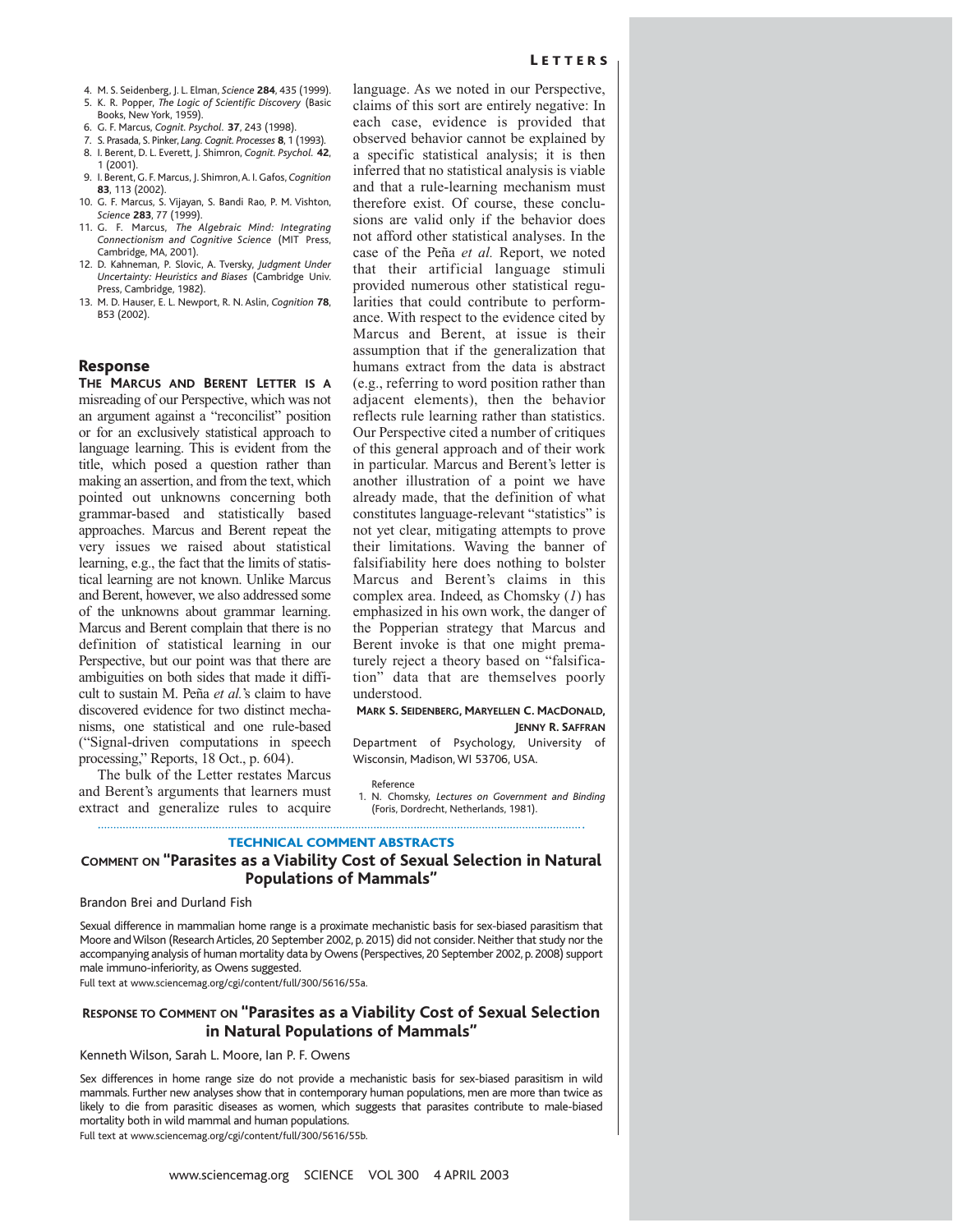4. M. S. Seidenberg, J. L. Elman, *Science* **284**, 435 (1999).
5. K. R. Popper, *The Logic of Scientific Discovery* (Basic Books, New York, 1959).
6. G. F. Marcus, *Cognit. Psychol.* **37**, 243 (1998).
7. S. Prasada, S. Pinker, *Lang. Cognit. Processes* **8**, 1 (1993).
8. I. Berent, D. L. Everett, J. Shimron, *Cognit. Psychol.* **42**, 1 (2001).
9. I. Berent, G. F. Marcus, J. Shimron, A. I. Gafos, *Cognition* **83**, 113 (2002).
10. G. F. Marcus, S. Vijayan, S. Bandi Rao, P. M. Vishton, *Science* **283**, 77 (1999).
11. G. F. Marcus, *The Algebraic Mind: Integrating Connectionism and Cognitive Science* (MIT Press, Cambridge, MA, 2001).
12. D. Kahneman, P. Slovic, A. Tversky, *Judgment Under Uncertainty: Heuristics and Biases* (Cambridge Univ. Press, Cambridge, 1982).
13. M. D. Hauser, E. L. Newport, R. N. Aslin, *Cognition* **78**, B53 (2002).

## Response

THE MARCUS AND BERENT LETTER IS A misreading of our Perspective, which was not an argument against a "reconcilist" position or for an exclusively statistical approach to language learning. This is evident from the title, which posed a question rather than making an assertion, and from the text, which pointed out unknowns concerning both grammar-based and statistically based approaches. Marcus and Berent repeat the very issues we raised about statistical learning, e.g., the fact that the limits of statistical learning are not known. Unlike Marcus and Berent, however, we also addressed some of the unknowns about grammar learning. Marcus and Berent complain that there is no definition of statistical learning in our Perspective, but our point was that there are ambiguities on both sides that made it difficult to sustain M. Peña *et al.*'s claim to have discovered evidence for two distinct mechanisms, one statistical and one rule-based ("Signal-driven computations in speech processing," Reports, 18 Oct., p. 604).

The bulk of the Letter restates Marcus and Berent's arguments that learners must extract and generalize rules to acquire language. As we noted in our Perspective, claims of this sort are entirely negative: In each case, evidence is provided that observed behavior cannot be explained by a specific statistical analysis; it is then inferred that no statistical analysis is viable and that a rule-learning mechanism must therefore exist. Of course, these conclusions are valid only if the behavior does not afford other statistical analyses. In the case of the Peña *et al.* Report, we noted that their artificial language stimuli provided numerous other statistical regularities that could contribute to performance. With respect to the evidence cited by Marcus and Berent, at issue is their assumption that if the generalization that humans extract from the data is abstract (e.g., referring to word position rather than adjacent elements), then the behavior reflects rule learning rather than statistics. Our Perspective cited a number of critiques of this general approach and of their work in particular. Marcus and Berent's letter is another illustration of a point we have already made, that the definition of what constitutes language-relevant "statistics" is not yet clear, mitigating attempts to prove their limitations. Waving the banner of falsifiability here does nothing to bolster Marcus and Berent's claims in this complex area. Indeed, as Chomsky (*1*) has emphasized in his own work, the danger of the Popperian strategy that Marcus and Berent invoke is that one might prematurely reject a theory based on "falsification" data that are themselves poorly understood.

**MARK S. SEIDENBERG, MARYELLEN C. MACDONALD, JENNY R. SAFFRAN**

Department of Psychology, University of Wisconsin, Madison, WI 53706, USA.

Reference

1. N. Chomsky, *Lectures on Government and Binding* (Foris, Dordrecht, Netherlands, 1981).

## TECHNICAL COMMENT ABSTRACTS

### COMMENT ON "Parasites as a Viability Cost of Sexual Selection in Natural Populations of Mammals"

Brandon Brei and Durland Fish

Sexual difference in mammalian home range is a proximate mechanistic basis for sex-biased parasitism that Moore and Wilson (Research Articles, 20 September 2002, p. 2015) did not consider. Neither that study nor the accompanying analysis of human mortality data by Owens (Perspectives, 20 September 2002, p. 2008) support male immuno-inferiority, as Owens suggested.

Full text at www.sciencemag.org/cgi/content/full/300/5616/55a.

### RESPONSE TO COMMENT ON "Parasites as a Viability Cost of Sexual Selection in Natural Populations of Mammals"

Kenneth Wilson, Sarah L. Moore, Ian P. F. Owens

Sex differences in home range size do not provide a mechanistic basis for sex-biased parasitism in wild mammals. Further new analyses show that in contemporary human populations, men are more than twice as likely to die from parasitic diseases as women, which suggests that parasites contribute to male-biased mortality both in wild mammal and human populations.

Full text at www.sciencemag.org/cgi/content/full/300/5616/55b.